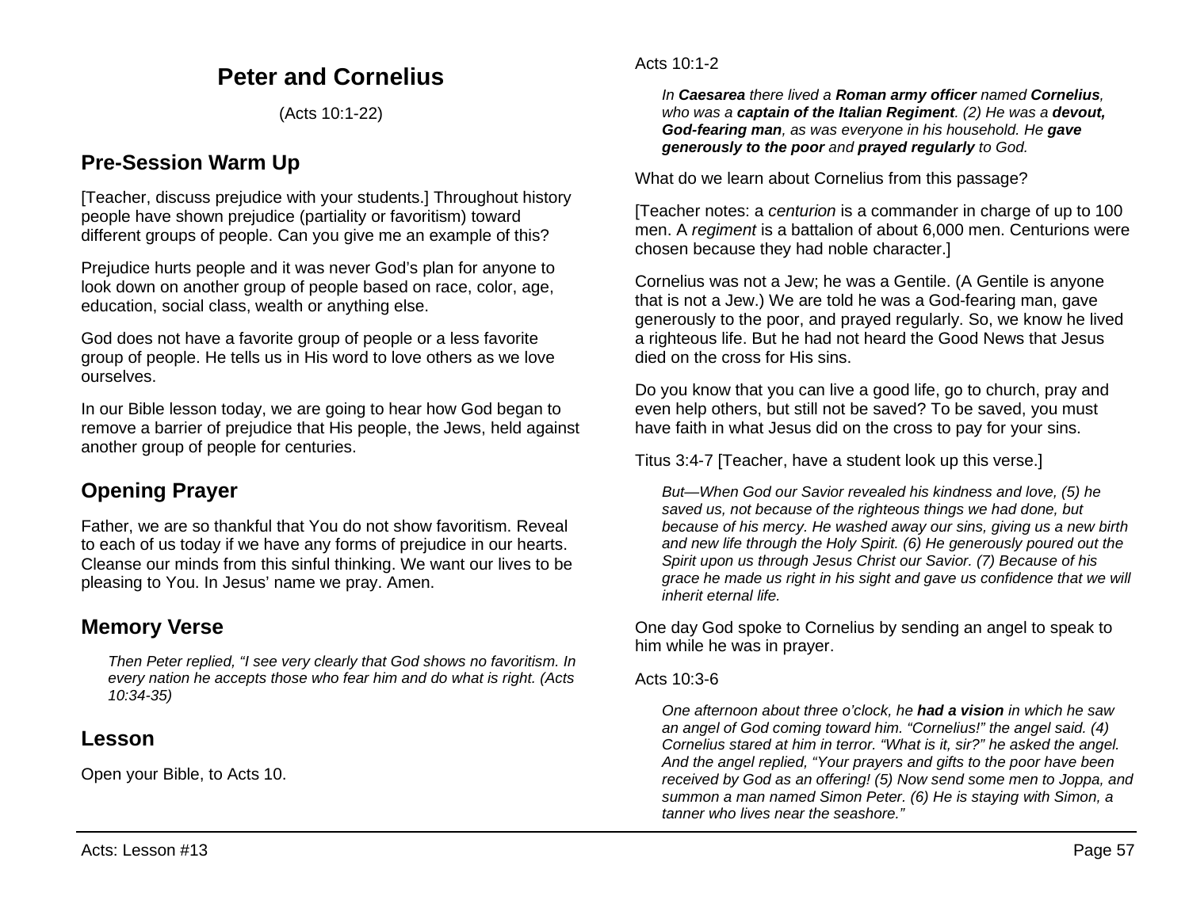# Peter and Cornelius

(Acts 10:1-22)

## Pre-Session Warm Up

[Teacher, discuss prejudice with your students.] Throughout history people have shown prejudice (partiality or favoritism) toward different groups of people. Can you give me an example of this?

Prejudice hurts people and it was never God's plan for anyone to look down on another group of people based on race, color, age, education, social class, wealth or anything else.

God does not have a favorite group of people or a less favorite group of people. He tells us in His word to love others as we love ourselves.

In our Bible lesson today, we are going to hear how God began to remove a barrier of prejudice that His people, the Jews, held against another group of people for centuries.

## Opening Prayer

Father, we are so thankful that You do not show favoritism. Reveal to each of us today if we have any forms of prejudice in our hearts. Cleanse our minds from this sinful thinking. We want our lives to be pleasing to You. In Jesus' name we pray. Amen.

## Memory Verse

> *Then Peter replied, "I see very clearly that God shows no favoritism. In every nation he accepts those who fear him and do what is right. (Acts 10:34-35)*

## Lesson

Open your Bible, to Acts 10.

Acts 10:1-2

> *In **Caesarea** there lived a **Roman army officer** named **Cornelius**, who was a **captain of the Italian Regiment**. (2) He was a **devout, God-fearing man**, as was everyone in his household. He **gave generously to the poor** and **prayed regularly** to God.*

What do we learn about Cornelius from this passage?

[Teacher notes: a *centurion* is a commander in charge of up to 100 men. A *regiment* is a battalion of about 6,000 men. Centurions were chosen because they had noble character.]

Cornelius was not a Jew; he was a Gentile. (A Gentile is anyone that is not a Jew.) We are told he was a God-fearing man, gave generously to the poor, and prayed regularly. So, we know he lived a righteous life. But he had not heard the Good News that Jesus died on the cross for His sins.

Do you know that you can live a good life, go to church, pray and even help others, but still not be saved? To be saved, you must have faith in what Jesus did on the cross to pay for your sins.

Titus 3:4-7 [Teacher, have a student look up this verse.]

> *But—When God our Savior revealed his kindness and love, (5) he saved us, not because of the righteous things we had done, but because of his mercy. He washed away our sins, giving us a new birth and new life through the Holy Spirit. (6) He generously poured out the Spirit upon us through Jesus Christ our Savior. (7) Because of his grace he made us right in his sight and gave us confidence that we will inherit eternal life.*

One day God spoke to Cornelius by sending an angel to speak to him while he was in prayer.

Acts 10:3-6

> *One afternoon about three o'clock, he **had a vision** in which he saw an angel of God coming toward him. "Cornelius!" the angel said. (4) Cornelius stared at him in terror. "What is it, sir?" he asked the angel. And the angel replied, "Your prayers and gifts to the poor have been received by God as an offering! (5) Now send some men to Joppa, and summon a man named Simon Peter. (6) He is staying with Simon, a tanner who lives near the seashore."*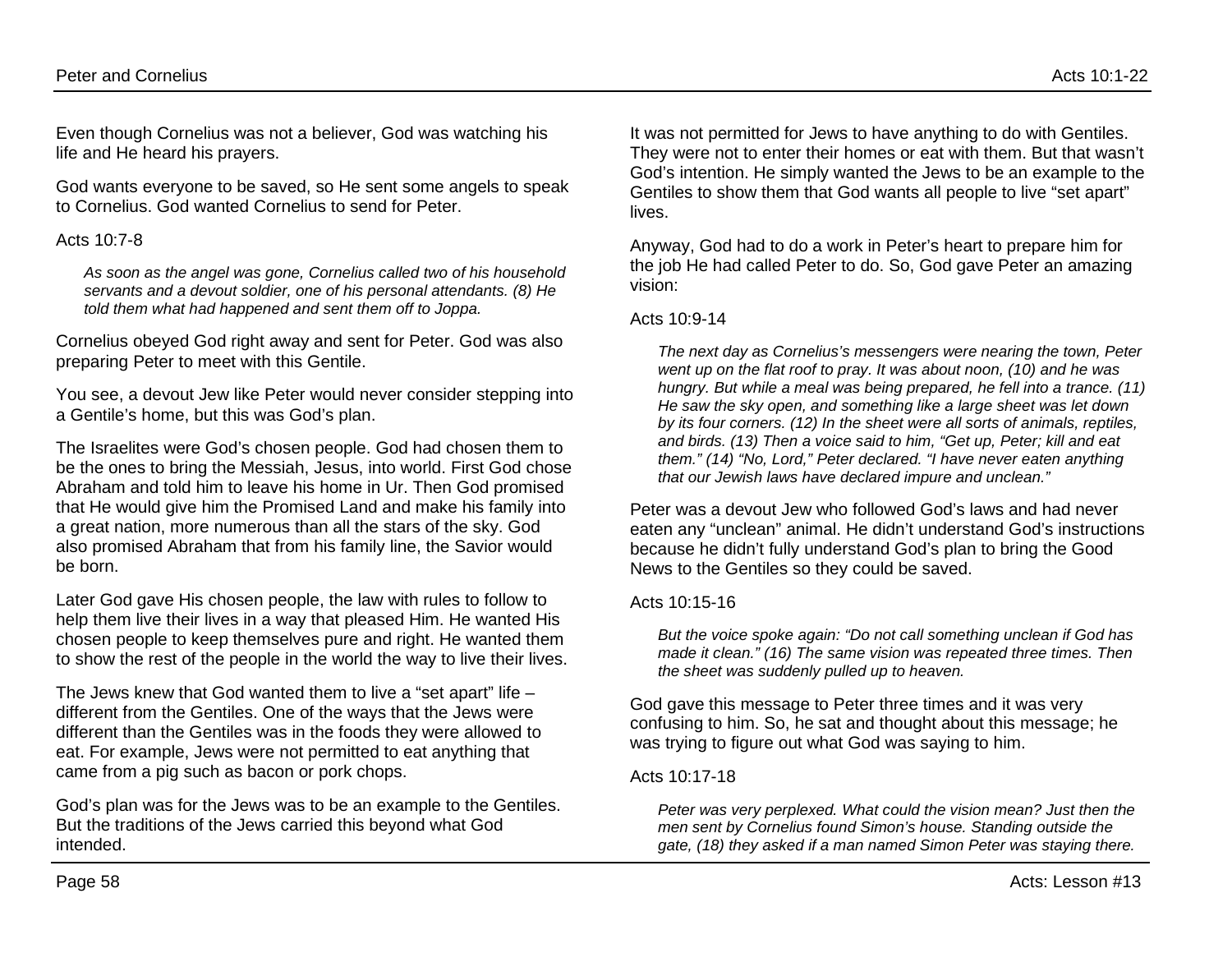Even though Cornelius was not a believer, God was watching his life and He heard his prayers.

God wants everyone to be saved, so He sent some angels to speak to Cornelius. God wanted Cornelius to send for Peter.

Acts 10:7-8

> *As soon as the angel was gone, Cornelius called two of his household servants and a devout soldier, one of his personal attendants. (8) He told them what had happened and sent them off to Joppa.*

Cornelius obeyed God right away and sent for Peter. God was also preparing Peter to meet with this Gentile.

You see, a devout Jew like Peter would never consider stepping into a Gentile's home, but this was God's plan.

The Israelites were God's chosen people. God had chosen them to be the ones to bring the Messiah, Jesus, into world. First God chose Abraham and told him to leave his home in Ur. Then God promised that He would give him the Promised Land and make his family into a great nation, more numerous than all the stars of the sky. God also promised Abraham that from his family line, the Savior would be born.

Later God gave His chosen people, the law with rules to follow to help them live their lives in a way that pleased Him. He wanted His chosen people to keep themselves pure and right. He wanted them to show the rest of the people in the world the way to live their lives.

The Jews knew that God wanted them to live a "set apart" life – different from the Gentiles. One of the ways that the Jews were different than the Gentiles was in the foods they were allowed to eat. For example, Jews were not permitted to eat anything that came from a pig such as bacon or pork chops.

God's plan was for the Jews was to be an example to the Gentiles. But the traditions of the Jews carried this beyond what God intended.

It was not permitted for Jews to have anything to do with Gentiles. They were not to enter their homes or eat with them. But that wasn't God's intention. He simply wanted the Jews to be an example to the Gentiles to show them that God wants all people to live "set apart" lives.

Anyway, God had to do a work in Peter's heart to prepare him for the job He had called Peter to do. So, God gave Peter an amazing vision:

Acts 10:9-14

> *The next day as Cornelius's messengers were nearing the town, Peter went up on the flat roof to pray. It was about noon, (10) and he was hungry. But while a meal was being prepared, he fell into a trance. (11) He saw the sky open, and something like a large sheet was let down by its four corners. (12) In the sheet were all sorts of animals, reptiles, and birds. (13) Then a voice said to him, "Get up, Peter; kill and eat them." (14) "No, Lord," Peter declared. "I have never eaten anything that our Jewish laws have declared impure and unclean."*

Peter was a devout Jew who followed God's laws and had never eaten any "unclean" animal. He didn't understand God's instructions because he didn't fully understand God's plan to bring the Good News to the Gentiles so they could be saved.

Acts 10:15-16

> *But the voice spoke again: "Do not call something unclean if God has made it clean." (16) The same vision was repeated three times. Then the sheet was suddenly pulled up to heaven.*

God gave this message to Peter three times and it was very confusing to him. So, he sat and thought about this message; he was trying to figure out what God was saying to him.

Acts 10:17-18

> *Peter was very perplexed. What could the vision mean? Just then the men sent by Cornelius found Simon's house. Standing outside the gate, (18) they asked if a man named Simon Peter was staying there.*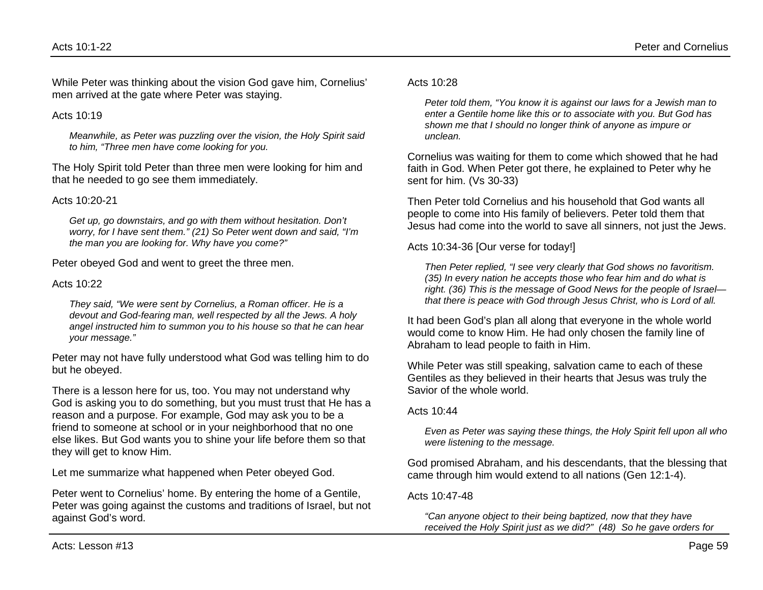While Peter was thinking about the vision God gave him, Cornelius' men arrived at the gate where Peter was staying.

Acts 10:19

> *Meanwhile, as Peter was puzzling over the vision, the Holy Spirit said to him, "Three men have come looking for you.*

The Holy Spirit told Peter than three men were looking for him and that he needed to go see them immediately.

Acts 10:20-21

> *Get up, go downstairs, and go with them without hesitation. Don't worry, for I have sent them." (21) So Peter went down and said, "I'm the man you are looking for. Why have you come?"*

Peter obeyed God and went to greet the three men.

Acts 10:22

> *They said, "We were sent by Cornelius, a Roman officer. He is a devout and God-fearing man, well respected by all the Jews. A holy angel instructed him to summon you to his house so that he can hear your message."*

Peter may not have fully understood what God was telling him to do but he obeyed.

There is a lesson here for us, too. You may not understand why God is asking you to do something, but you must trust that He has a reason and a purpose. For example, God may ask you to be a friend to someone at school or in your neighborhood that no one else likes. But God wants you to shine your life before them so that they will get to know Him.

Let me summarize what happened when Peter obeyed God.

Peter went to Cornelius' home. By entering the home of a Gentile, Peter was going against the customs and traditions of Israel, but not against God's word.

Acts 10:28

> *Peter told them, "You know it is against our laws for a Jewish man to enter a Gentile home like this or to associate with you. But God has shown me that I should no longer think of anyone as impure or unclean.*

Cornelius was waiting for them to come which showed that he had faith in God. When Peter got there, he explained to Peter why he sent for him. (Vs 30-33)

Then Peter told Cornelius and his household that God wants all people to come into His family of believers. Peter told them that Jesus had come into the world to save all sinners, not just the Jews.

Acts 10:34-36 [Our verse for today!]

> *Then Peter replied, "I see very clearly that God shows no favoritism. (35) In every nation he accepts those who fear him and do what is right. (36) This is the message of Good News for the people of Israel—that there is peace with God through Jesus Christ, who is Lord of all.*

It had been God's plan all along that everyone in the whole world would come to know Him. He had only chosen the family line of Abraham to lead people to faith in Him.

While Peter was still speaking, salvation came to each of these Gentiles as they believed in their hearts that Jesus was truly the Savior of the whole world.

Acts 10:44

> *Even as Peter was saying these things, the Holy Spirit fell upon all who were listening to the message.*

God promised Abraham, and his descendants, that the blessing that came through him would extend to all nations (Gen 12:1-4).

Acts 10:47-48

> *"Can anyone object to their being baptized, now that they have received the Holy Spirit just as we did?" (48) So he gave orders for*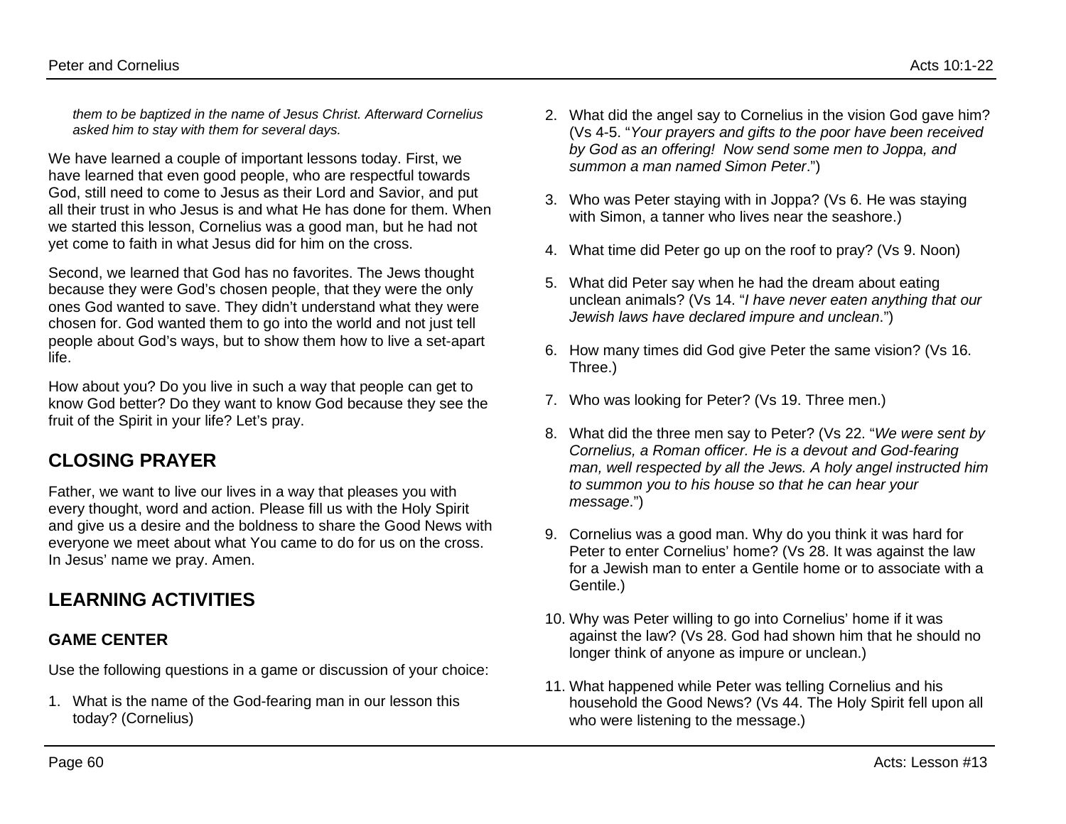*them to be baptized in the name of Jesus Christ. Afterward Cornelius asked him to stay with them for several days.*

We have learned a couple of important lessons today. First, we have learned that even good people, who are respectful towards God, still need to come to Jesus as their Lord and Savior, and put all their trust in who Jesus is and what He has done for them. When we started this lesson, Cornelius was a good man, but he had not yet come to faith in what Jesus did for him on the cross.

Second, we learned that God has no favorites. The Jews thought because they were God's chosen people, that they were the only ones God wanted to save. They didn't understand what they were chosen for. God wanted them to go into the world and not just tell people about God's ways, but to show them how to live a set-apart life.

How about you? Do you live in such a way that people can get to know God better? Do they want to know God because they see the fruit of the Spirit in your life? Let's pray.

## CLOSING PRAYER

Father, we want to live our lives in a way that pleases you with every thought, word and action. Please fill us with the Holy Spirit and give us a desire and the boldness to share the Good News with everyone we meet about what You came to do for us on the cross. In Jesus' name we pray. Amen.

## LEARNING ACTIVITIES

### GAME CENTER

Use the following questions in a game or discussion of your choice:

1. What is the name of the God-fearing man in our lesson this today? (Cornelius)
2. What did the angel say to Cornelius in the vision God gave him? (Vs 4-5. "*Your prayers and gifts to the poor have been received by God as an offering! Now send some men to Joppa, and summon a man named Simon Peter*.")
3. Who was Peter staying with in Joppa? (Vs 6. He was staying with Simon, a tanner who lives near the seashore.)
4. What time did Peter go up on the roof to pray? (Vs 9. Noon)
5. What did Peter say when he had the dream about eating unclean animals? (Vs 14. "*I have never eaten anything that our Jewish laws have declared impure and unclean*.")
6. How many times did God give Peter the same vision? (Vs 16. Three.)
7. Who was looking for Peter? (Vs 19. Three men.)
8. What did the three men say to Peter? (Vs 22. "*We were sent by Cornelius, a Roman officer. He is a devout and God-fearing man, well respected by all the Jews. A holy angel instructed him to summon you to his house so that he can hear your message*.")
9. Cornelius was a good man. Why do you think it was hard for Peter to enter Cornelius' home? (Vs 28. It was against the law for a Jewish man to enter a Gentile home or to associate with a Gentile.)
10. Why was Peter willing to go into Cornelius' home if it was against the law? (Vs 28. God had shown him that he should no longer think of anyone as impure or unclean.)
11. What happened while Peter was telling Cornelius and his household the Good News? (Vs 44. The Holy Spirit fell upon all who were listening to the message.)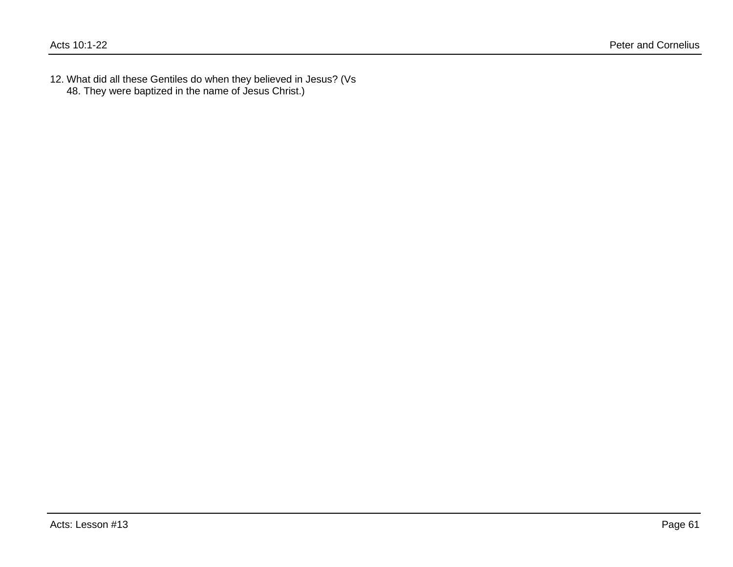12. What did all these Gentiles do when they believed in Jesus? (Vs 48. They were baptized in the name of Jesus Christ.)